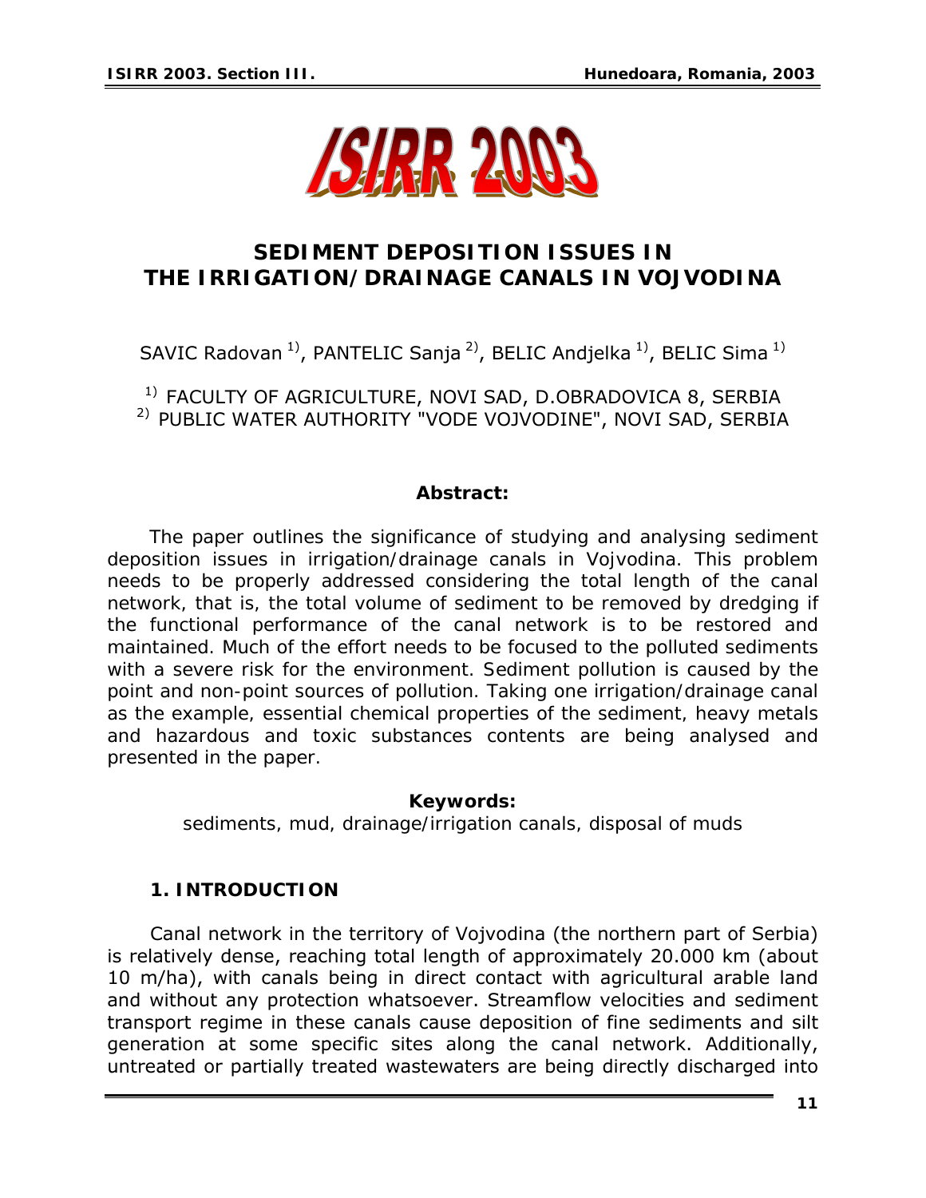# SEDIMENT DEPOSITION ISSUES IN THE IRRIGATION/DRAINAGE CANALS IN VOJVODINA

SAVIC Radovan [1)], PANTELIC Sanja [2)], BELIC Andjelka [1)], BELIC Sima [1)]

[1)] FACULTY OF AGRICULTURE, NOVI SAD, D.OBRADOVICA 8, SERBIA
[2)] PUBLIC WATER AUTHORITY "VODE VOJVODINE", NOVI SAD, SERBIA

**Abstract:**

*The paper outlines the significance of studying and analysing sediment deposition issues in irrigation/drainage canals in Vojvodina. This problem needs to be properly addressed considering the total length of the canal network, that is, the total volume of sediment to be removed by dredging if the functional performance of the canal network is to be restored and maintained. Much of the effort needs to be focused to the polluted sediments with a severe risk for the environment. Sediment pollution is caused by the point and non-point sources of pollution. Taking one irrigation/drainage canal as the example, essential chemical properties of the sediment, heavy metals and hazardous and toxic substances contents are being analysed and presented in the paper.*

**Keywords:**

*sediments, mud, drainage/irrigation canals, disposal of muds*

## 1. INTRODUCTION

Canal network in the territory of Vojvodina (the northern part of Serbia) is relatively dense, reaching total length of approximately 20.000 km (about 10 m/ha), with canals being in direct contact with agricultural arable land and without any protection whatsoever. Streamflow velocities and sediment transport regime in these canals cause deposition of fine sediments and silt generation at some specific sites along the canal network. Additionally, untreated or partially treated wastewaters are being directly discharged into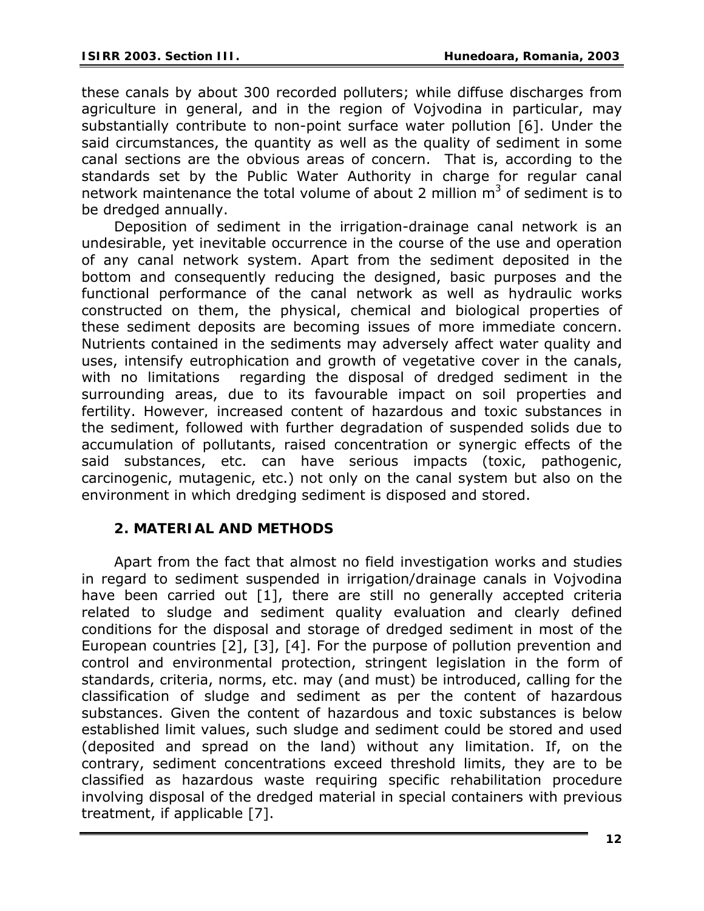these canals by about 300 recorded polluters; while diffuse discharges from agriculture in general, and in the region of Vojvodina in particular, may substantially contribute to non-point surface water pollution [6]. Under the said circumstances, the quantity as well as the quality of sediment in some canal sections are the obvious areas of concern. That is, according to the standards set by the Public Water Authority in charge for regular canal network maintenance the total volume of about 2 million $m^3$ of sediment is to be dredged annually.

Deposition of sediment in the irrigation-drainage canal network is an undesirable, yet inevitable occurrence in the course of the use and operation of any canal network system. Apart from the sediment deposited in the bottom and consequently reducing the designed, basic purposes and the functional performance of the canal network as well as hydraulic works constructed on them, the physical, chemical and biological properties of these sediment deposits are becoming issues of more immediate concern. Nutrients contained in the sediments may adversely affect water quality and uses, intensify eutrophication and growth of vegetative cover in the canals, with no limitations regarding the disposal of dredged sediment in the surrounding areas, due to its favourable impact on soil properties and fertility. However, increased content of hazardous and toxic substances in the sediment, followed with further degradation of suspended solids due to accumulation of pollutants, raised concentration or synergic effects of the said substances, etc. can have serious impacts (toxic, pathogenic, carcinogenic, mutagenic, etc.) not only on the canal system but also on the environment in which dredging sediment is disposed and stored.

## 2. MATERIAL AND METHODS

Apart from the fact that almost no field investigation works and studies in regard to sediment suspended in irrigation/drainage canals in Vojvodina have been carried out [1], there are still no generally accepted criteria related to sludge and sediment quality evaluation and clearly defined conditions for the disposal and storage of dredged sediment in most of the European countries [2], [3], [4]. For the purpose of pollution prevention and control and environmental protection, stringent legislation in the form of standards, criteria, norms, etc. may (and must) be introduced, calling for the classification of sludge and sediment as per the content of hazardous substances. Given the content of hazardous and toxic substances is below established limit values, such sludge and sediment could be stored and used (deposited and spread on the land) without any limitation. If, on the contrary, sediment concentrations exceed threshold limits, they are to be classified as hazardous waste requiring specific rehabilitation procedure involving disposal of the dredged material in special containers with previous treatment, if applicable [7].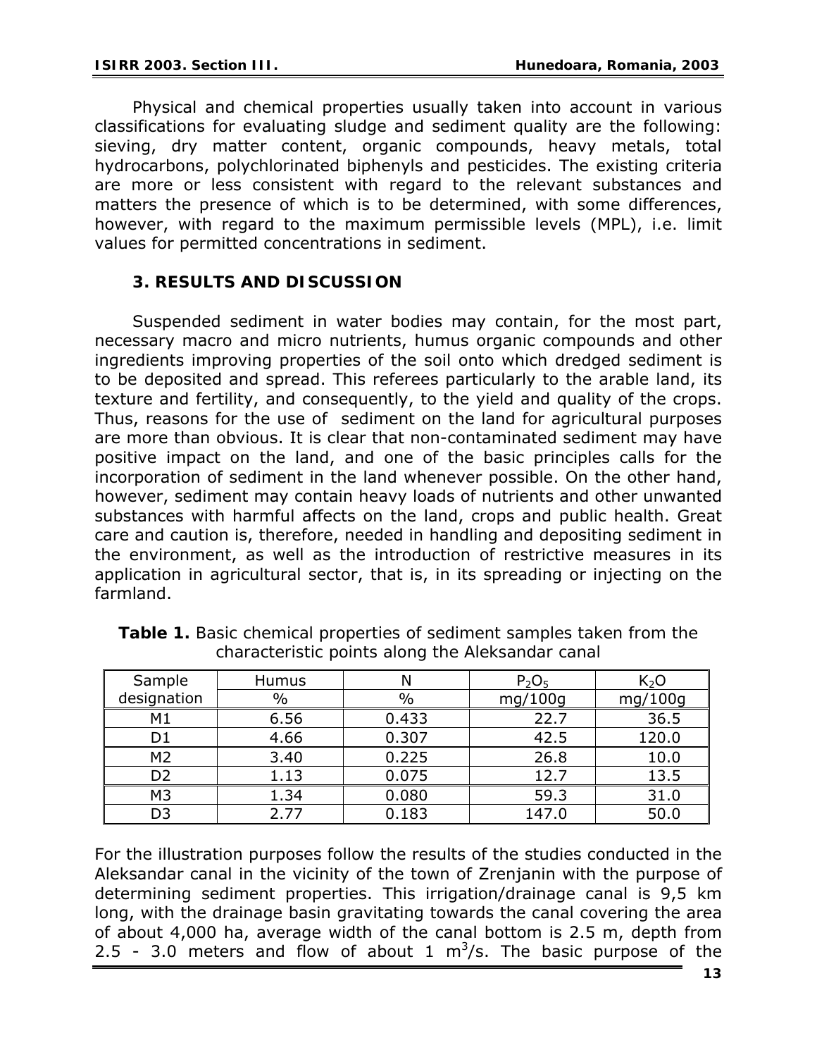Physical and chemical properties usually taken into account in various classifications for evaluating sludge and sediment quality are the following: sieving, dry matter content, organic compounds, heavy metals, total hydrocarbons, polychlorinated biphenyls and pesticides. The existing criteria are more or less consistent with regard to the relevant substances and matters the presence of which is to be determined, with some differences, however, with regard to the maximum permissible levels (MPL), i.e. limit values for permitted concentrations in sediment.

## 3. RESULTS AND DISCUSSION

Suspended sediment in water bodies may contain, for the most part, necessary macro and micro nutrients, humus organic compounds and other ingredients improving properties of the soil onto which dredged sediment is to be deposited and spread. This referees particularly to the arable land, its texture and fertility, and consequently, to the yield and quality of the crops. Thus, reasons for the use of sediment on the land for agricultural purposes are more than obvious. It is clear that non-contaminated sediment may have positive impact on the land, and one of the basic principles calls for the incorporation of sediment in the land whenever possible. On the other hand, however, sediment may contain heavy loads of nutrients and other unwanted substances with harmful affects on the land, crops and public health. Great care and caution is, therefore, needed in handling and depositing sediment in the environment, as well as the introduction of restrictive measures in its application in agricultural sector, that is, in its spreading or injecting on the farmland.

**Table 1.** Basic chemical properties of sediment samples taken from the characteristic points along the Aleksandar canal

| Sample designation | Humus % | N % | $P_2O_5$ mg/100g | $K_2O$ mg/100g |
|---|---|---|---|---|
| M1 | 6.56 | 0.433 | 22.7 | 36.5 |
| D1 | 4.66 | 0.307 | 42.5 | 120.0 |
| M2 | 3.40 | 0.225 | 26.8 | 10.0 |
| D2 | 1.13 | 0.075 | 12.7 | 13.5 |
| M3 | 1.34 | 0.080 | 59.3 | 31.0 |
| D3 | 2.77 | 0.183 | 147.0 | 50.0 |

For the illustration purposes follow the results of the studies conducted in the Aleksandar canal in the vicinity of the town of Zrenjanin with the purpose of determining sediment properties. This irrigation/drainage canal is 9,5 km long, with the drainage basin gravitating towards the canal covering the area of about 4,000 ha, average width of the canal bottom is 2.5 m, depth from 2.5 - 3.0 meters and flow of about 1 $m^3/s$. The basic purpose of the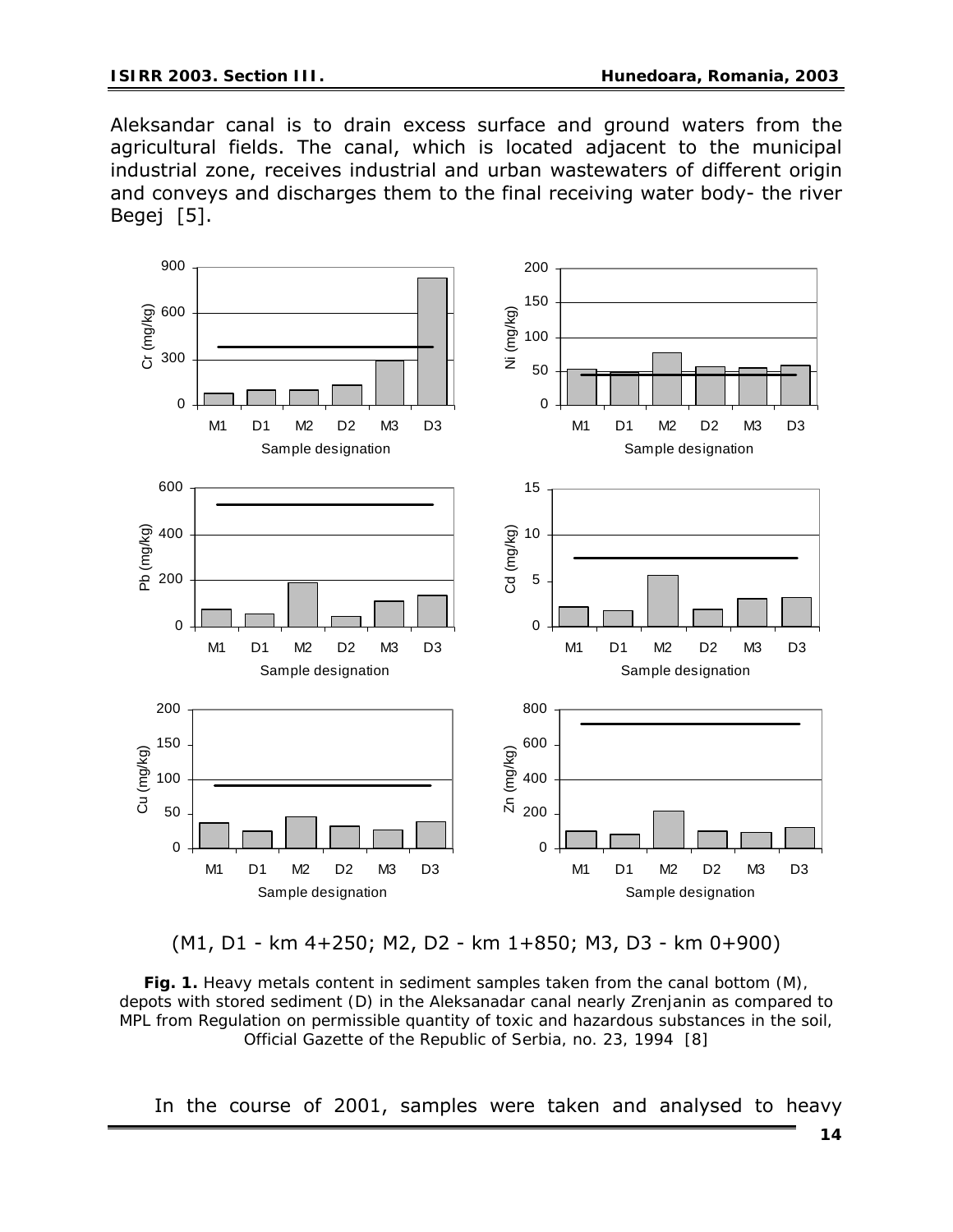Aleksandar canal is to drain excess surface and ground waters from the agricultural fields. The canal, which is located adjacent to the municipal industrial zone, receives industrial and urban wastewaters of different origin and conveys and discharges them to the final receiving water body- the river Begej [5].

(M1, D1 - km 4+250; M2, D2 - km 1+850; M3, D3 - km 0+900)

**Fig. 1.** Heavy metals content in sediment samples taken from the canal bottom (M), depots with stored sediment (D) in the Aleksanadar canal nearly Zrenjanin as compared to MPL from Regulation on permissible quantity of toxic and hazardous substances in the soil, Official Gazette of the Republic of Serbia, no. 23, 1994 [8]

In the course of 2001, samples were taken and analysed to heavy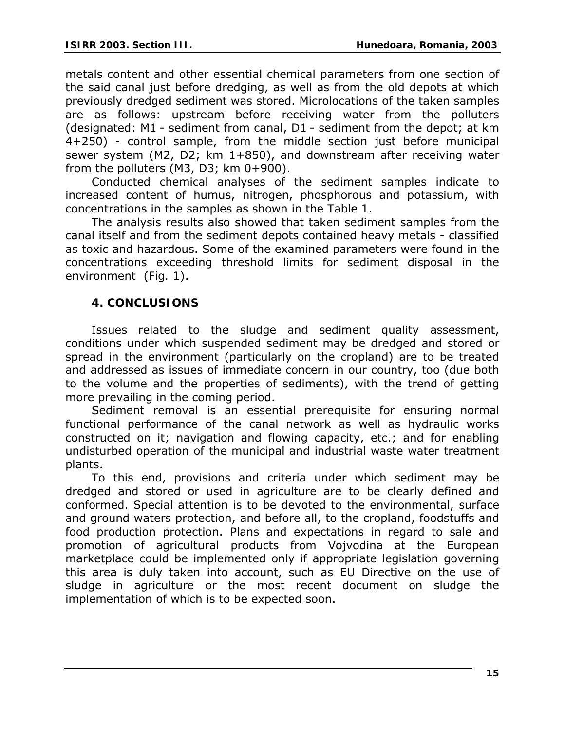metals content and other essential chemical parameters from one section of the said canal just before dredging, as well as from the old depots at which previously dredged sediment was stored. Microlocations of the taken samples are as follows: upstream before receiving water from the polluters (designated: M1 - sediment from canal, D1 - sediment from the depot; at km 4+250) - control sample, from the middle section just before municipal sewer system (M2, D2; km 1+850), and downstream after receiving water from the polluters (M3, D3; km 0+900).

Conducted chemical analyses of the sediment samples indicate to increased content of humus, nitrogen, phosphorous and potassium, with concentrations in the samples as shown in the Table 1.

The analysis results also showed that taken sediment samples from the canal itself and from the sediment depots contained heavy metals - classified as toxic and hazardous. Some of the examined parameters were found in the concentrations exceeding threshold limits for sediment disposal in the environment (Fig. 1).

## 4. CONCLUSIONS

Issues related to the sludge and sediment quality assessment, conditions under which suspended sediment may be dredged and stored or spread in the environment (particularly on the cropland) are to be treated and addressed as issues of immediate concern in our country, too (due both to the volume and the properties of sediments), with the trend of getting more prevailing in the coming period.

Sediment removal is an essential prerequisite for ensuring normal functional performance of the canal network as well as hydraulic works constructed on it; navigation and flowing capacity, etc.; and for enabling undisturbed operation of the municipal and industrial waste water treatment plants.

To this end, provisions and criteria under which sediment may be dredged and stored or used in agriculture are to be clearly defined and conformed. Special attention is to be devoted to the environmental, surface and ground waters protection, and before all, to the cropland, foodstuffs and food production protection. Plans and expectations in regard to sale and promotion of agricultural products from Vojvodina at the European marketplace could be implemented only if appropriate legislation governing this area is duly taken into account, such as EU Directive on the use of sludge in agriculture or the most recent document on sludge the implementation of which is to be expected soon.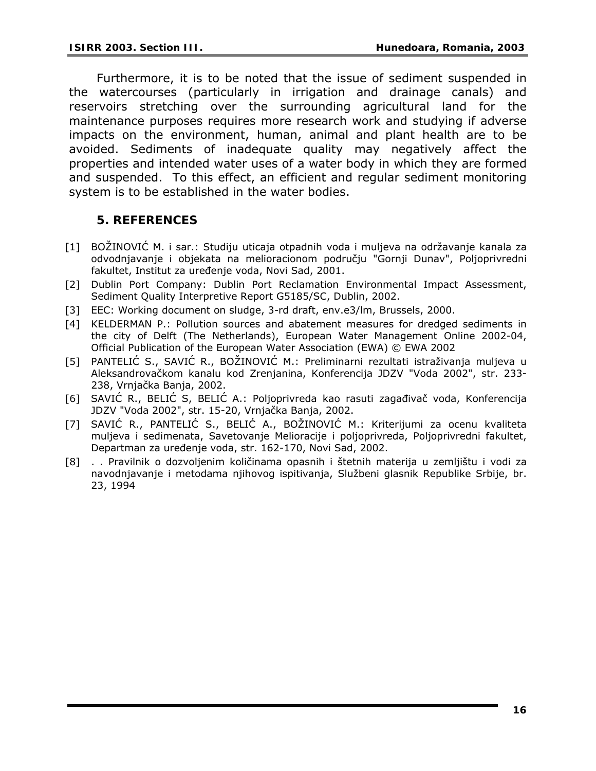Furthermore, it is to be noted that the issue of sediment suspended in the watercourses (particularly in irrigation and drainage canals) and reservoirs stretching over the surrounding agricultural land for the maintenance purposes requires more research work and studying if adverse impacts on the environment, human, animal and plant health are to be avoided. Sediments of inadequate quality may negatively affect the properties and intended water uses of a water body in which they are formed and suspended. To this effect, an efficient and regular sediment monitoring system is to be established in the water bodies.

## 5. REFERENCES

[1] BOŽINOVIĆ M. i sar.: Studiju uticaja otpadnih voda i muljeva na održavanje kanala za odvodnjavanje i objekata na melioracionom području "Gornji Dunav", Poljoprivredni fakultet, Institut za uređenje voda, Novi Sad, 2001.

[2] Dublin Port Company: Dublin Port Reclamation Environmental Impact Assessment, Sediment Quality Interpretive Report G5185/SC, Dublin, 2002.

[3] EEC: Working document on sludge, 3-rd draft, env.e3/lm, Brussels, 2000.

[4] KELDERMAN P.: Pollution sources and abatement measures for dredged sediments in the city of Delft (The Netherlands), European Water Management Online 2002-04, Official Publication of the European Water Association (EWA) © EWA 2002

[5] PANTELIĆ S., SAVIĆ R., BOŽINOVIĆ M.: Preliminarni rezultati istraživanja muljeva u Aleksandrovačkom kanalu kod Zrenjanina, Konferencija JDZV "Voda 2002", str. 233-238, Vrnjačka Banja, 2002.

[6] SAVIĆ R., BELIĆ S, BELIĆ A.: Poljoprivreda kao rasuti zagađivač voda, Konferencija JDZV "Voda 2002", str. 15-20, Vrnjačka Banja, 2002.

[7] SAVIĆ R., PANTELIĆ S., BELIĆ A., BOŽINOVIĆ M.: Kriterijumi za ocenu kvaliteta muljeva i sedimenata, Savetovanje Melioracije i poljoprivreda, Poljoprivredni fakultet, Departman za uređenje voda, str. 162-170, Novi Sad, 2002.

[8] . . Pravilnik o dozvoljenim količinama opasnih i štetnih materija u zemljištu i vodi za navodnjavanje i metodama njihovog ispitivanja, Službeni glasnik Republike Srbije, br. 23, 1994